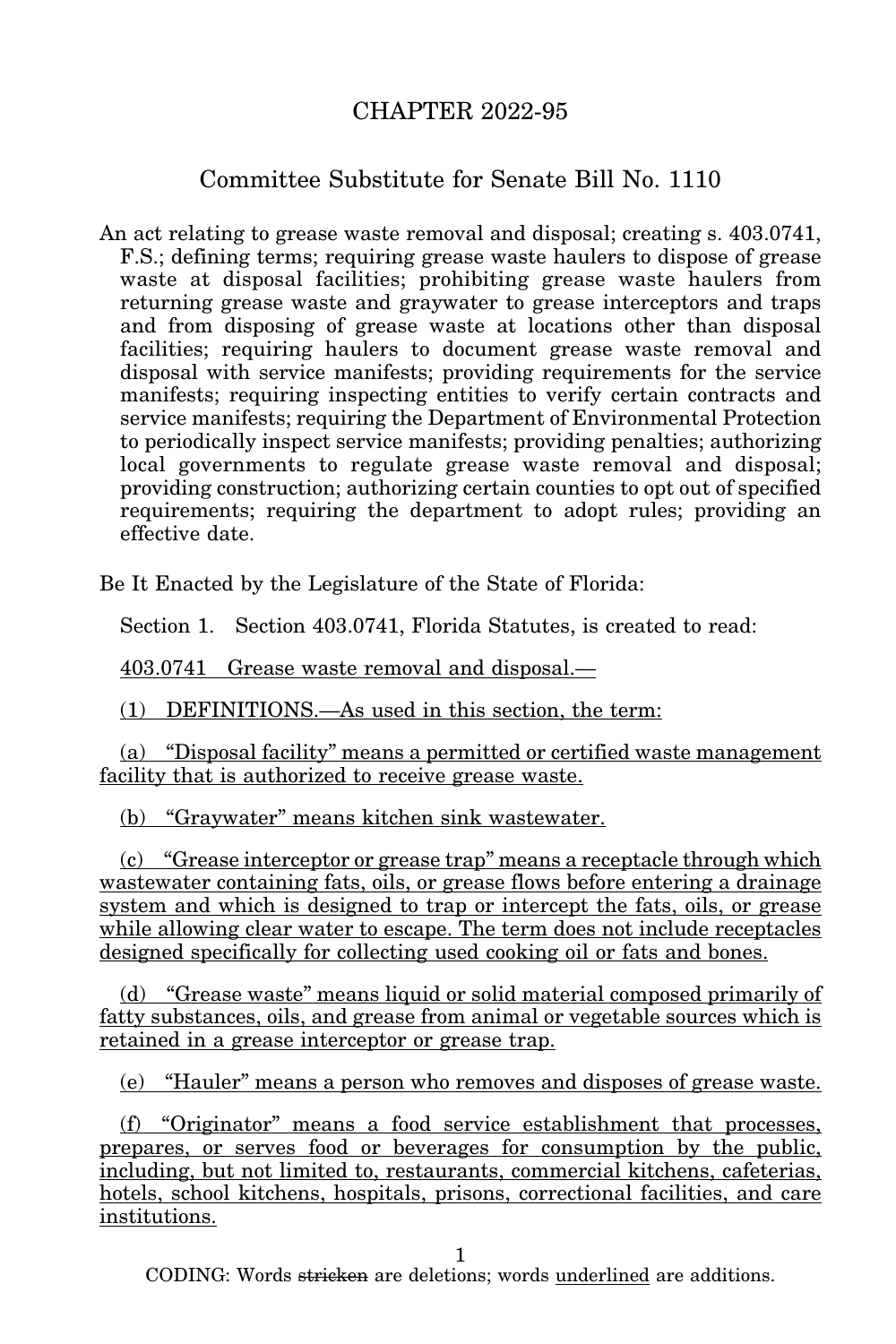# CHAPTER 2022-95

## Committee Substitute for Senate Bill No. 1110

An act relating to grease waste removal and disposal; creating s. 403.0741, F.S.; defining terms; requiring grease waste haulers to dispose of grease waste at disposal facilities; prohibiting grease waste haulers from returning grease waste and graywater to grease interceptors and traps and from disposing of grease waste at locations other than disposal facilities; requiring haulers to document grease waste removal and disposal with service manifests; providing requirements for the service manifests; requiring inspecting entities to verify certain contracts and service manifests; requiring the Department of Environmental Protection to periodically inspect service manifests; providing penalties; authorizing local governments to regulate grease waste removal and disposal; providing construction; authorizing certain counties to opt out of specified requirements; requiring the department to adopt rules; providing an effective date.

Be It Enacted by the Legislature of the State of Florida:

Section 1. Section 403.0741, Florida Statutes, is created to read:

403.0741 Grease waste removal and disposal.—

(1) DEFINITIONS.—As used in this section, the term:

(a) "Disposal facility" means a permitted or certified waste management facility that is authorized to receive grease waste.

(b) "Graywater" means kitchen sink wastewater.

(c) "Grease interceptor or grease trap" means a receptacle through which wastewater containing fats, oils, or grease flows before entering a drainage system and which is designed to trap or intercept the fats, oils, or grease while allowing clear water to escape. The term does not include receptacles designed specifically for collecting used cooking oil or fats and bones.

(d) "Grease waste" means liquid or solid material composed primarily of fatty substances, oils, and grease from animal or vegetable sources which is retained in a grease interceptor or grease trap.

(e) "Hauler" means a person who removes and disposes of grease waste.

(f) "Originator" means a food service establishment that processes, prepares, or serves food or beverages for consumption by the public, including, but not limited to, restaurants, commercial kitchens, cafeterias, hotels, school kitchens, hospitals, prisons, correctional facilities, and care institutions.

CODING: Words stricken are deletions; words underlined are additions.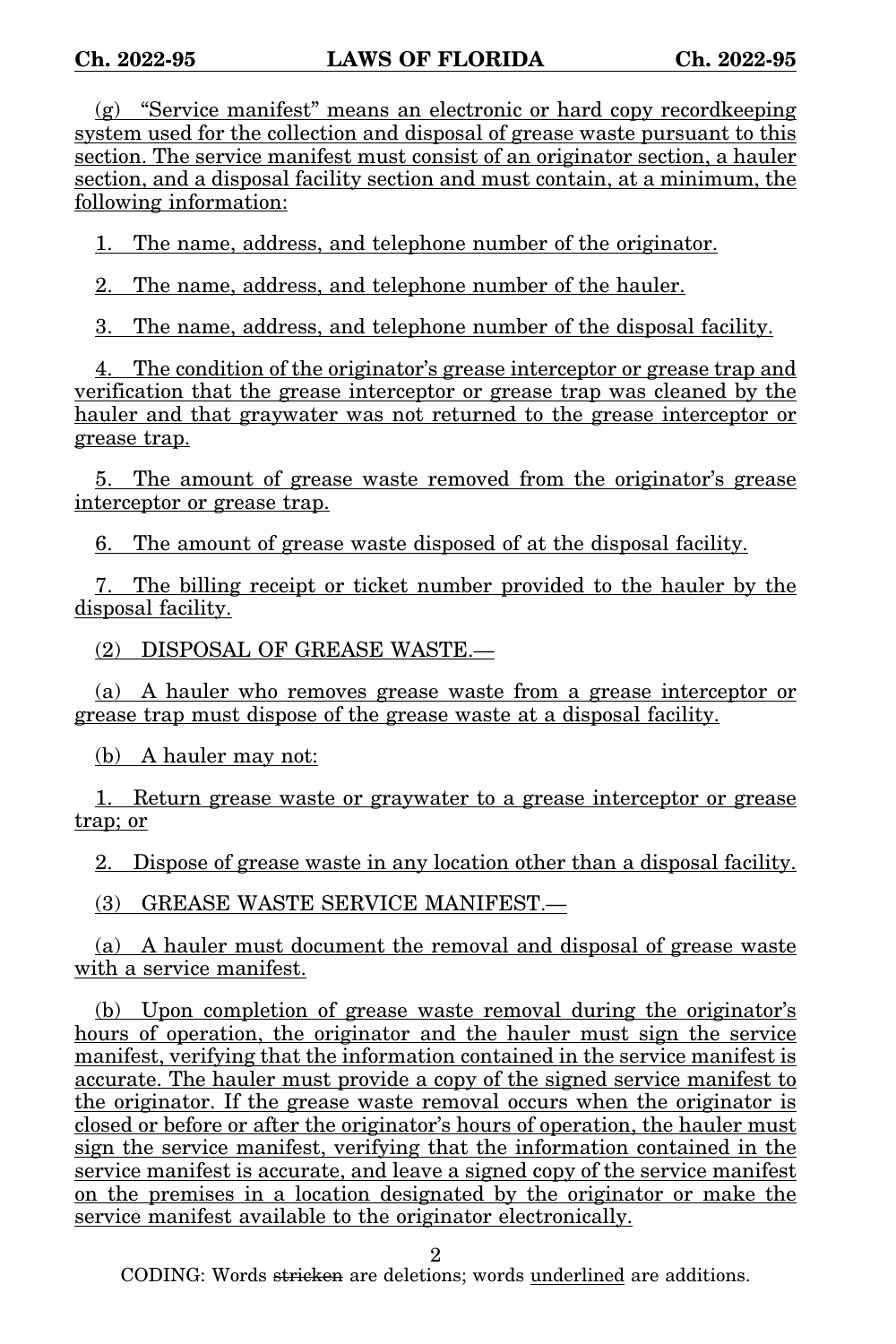(g) "Service manifest" means an electronic or hard copy recordkeeping system used for the collection and disposal of grease waste pursuant to this section. The service manifest must consist of an originator section, a hauler section, and a disposal facility section and must contain, at a minimum, the following information:

1. The name, address, and telephone number of the originator.

2. The name, address, and telephone number of the hauler.

3. The name, address, and telephone number of the disposal facility.

4. The condition of the originator's grease interceptor or grease trap and verification that the grease interceptor or grease trap was cleaned by the hauler and that graywater was not returned to the grease interceptor or grease trap.

5. The amount of grease waste removed from the originator's grease interceptor or grease trap.

6. The amount of grease waste disposed of at the disposal facility.

7. The billing receipt or ticket number provided to the hauler by the disposal facility.

(2) DISPOSAL OF GREASE WASTE.—

(a) A hauler who removes grease waste from a grease interceptor or grease trap must dispose of the grease waste at a disposal facility.

(b) A hauler may not:

1. Return grease waste or graywater to a grease interceptor or grease trap; or

2. Dispose of grease waste in any location other than a disposal facility.

(3) GREASE WASTE SERVICE MANIFEST.—

(a) A hauler must document the removal and disposal of grease waste with a service manifest.

(b) Upon completion of grease waste removal during the originator's hours of operation, the originator and the hauler must sign the service manifest, verifying that the information contained in the service manifest is accurate. The hauler must provide a copy of the signed service manifest to the originator. If the grease waste removal occurs when the originator is closed or before or after the originator's hours of operation, the hauler must sign the service manifest, verifying that the information contained in the service manifest is accurate, and leave a signed copy of the service manifest on the premises in a location designated by the originator or make the service manifest available to the originator electronically.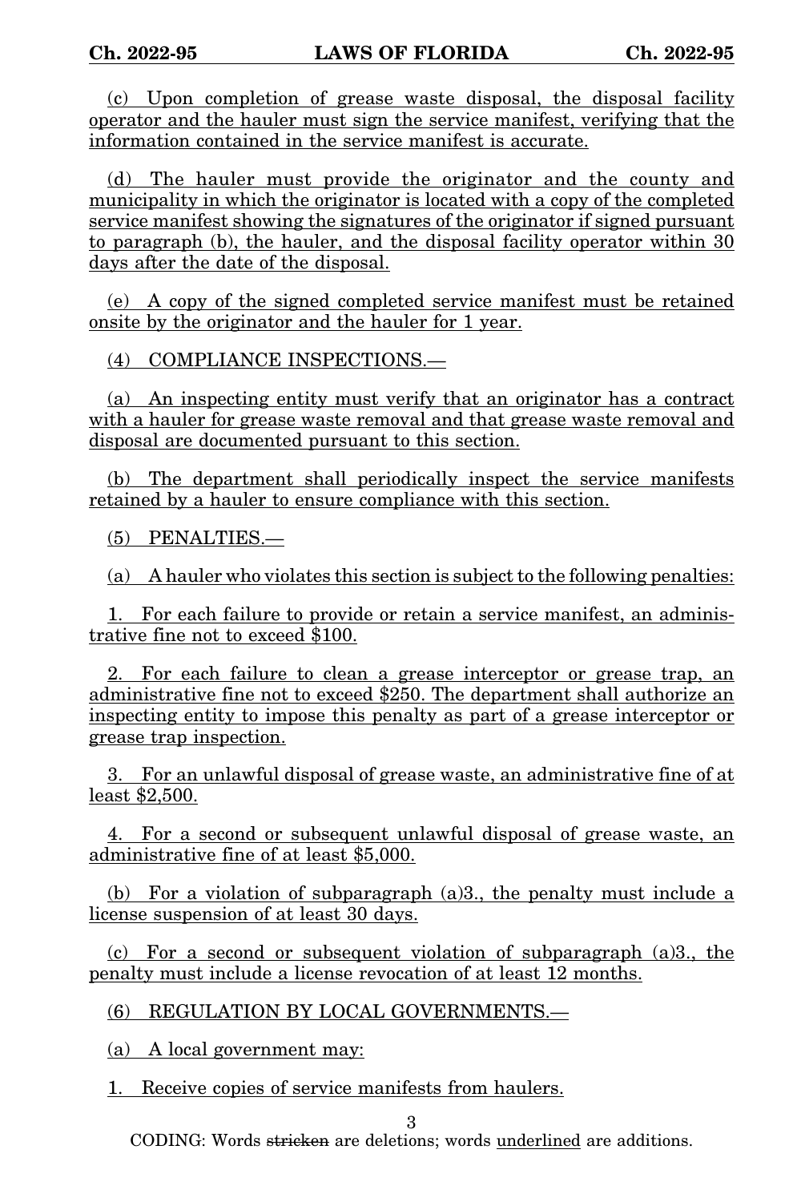(c) Upon completion of grease waste disposal, the disposal facility operator and the hauler must sign the service manifest, verifying that the information contained in the service manifest is accurate.

(d) The hauler must provide the originator and the county and municipality in which the originator is located with a copy of the completed service manifest showing the signatures of the originator if signed pursuant to paragraph (b), the hauler, and the disposal facility operator within 30 days after the date of the disposal.

(e) A copy of the signed completed service manifest must be retained onsite by the originator and the hauler for 1 year.

(4) COMPLIANCE INSPECTIONS.—

(a) An inspecting entity must verify that an originator has a contract with a hauler for grease waste removal and that grease waste removal and disposal are documented pursuant to this section.

(b) The department shall periodically inspect the service manifests retained by a hauler to ensure compliance with this section.

(5) PENALTIES.—

(a) A hauler who violates this section is subject to the following penalties:

1. For each failure to provide or retain a service manifest, an administrative fine not to exceed $100.

2. For each failure to clean a grease interceptor or grease trap, an administrative fine not to exceed $250. The department shall authorize an inspecting entity to impose this penalty as part of a grease interceptor or grease trap inspection.

3. For an unlawful disposal of grease waste, an administrative fine of at least $2,500.

4. For a second or subsequent unlawful disposal of grease waste, an administrative fine of at least $5,000.

(b) For a violation of subparagraph (a)3., the penalty must include a license suspension of at least 30 days.

(c) For a second or subsequent violation of subparagraph (a)3., the penalty must include a license revocation of at least 12 months.

(6) REGULATION BY LOCAL GOVERNMENTS.—

(a) A local government may:

1. Receive copies of service manifests from haulers.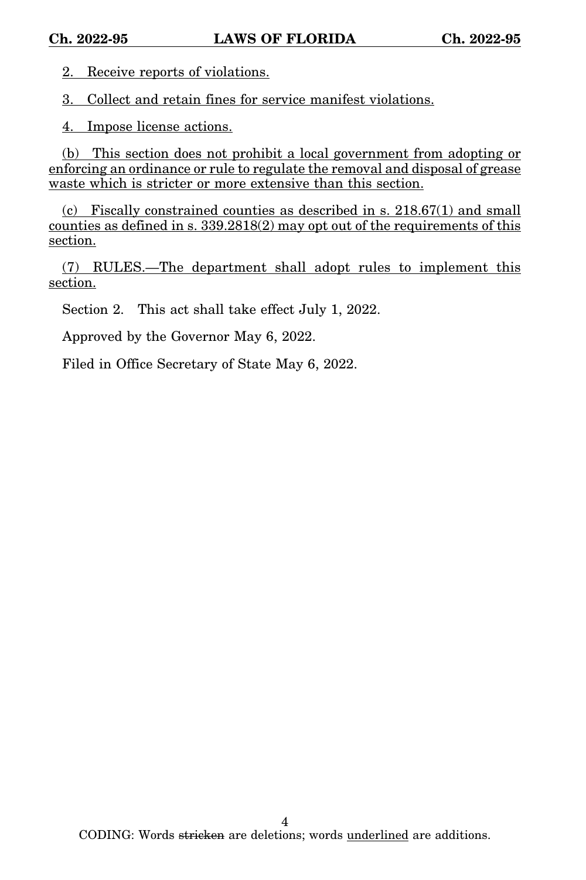2. Receive reports of violations.

3. Collect and retain fines for service manifest violations.

4. Impose license actions.

(b) This section does not prohibit a local government from adopting or enforcing an ordinance or rule to regulate the removal and disposal of grease waste which is stricter or more extensive than this section.

(c) Fiscally constrained counties as described in s. 218.67(1) and small counties as defined in s. 339.2818(2) may opt out of the requirements of this section.

(7) RULES.—The department shall adopt rules to implement this section.

Section 2. This act shall take effect July 1, 2022.

Approved by the Governor May 6, 2022.

Filed in Office Secretary of State May 6, 2022.

CODING: Words ~~stricken~~ are deletions; words underlined are additions.